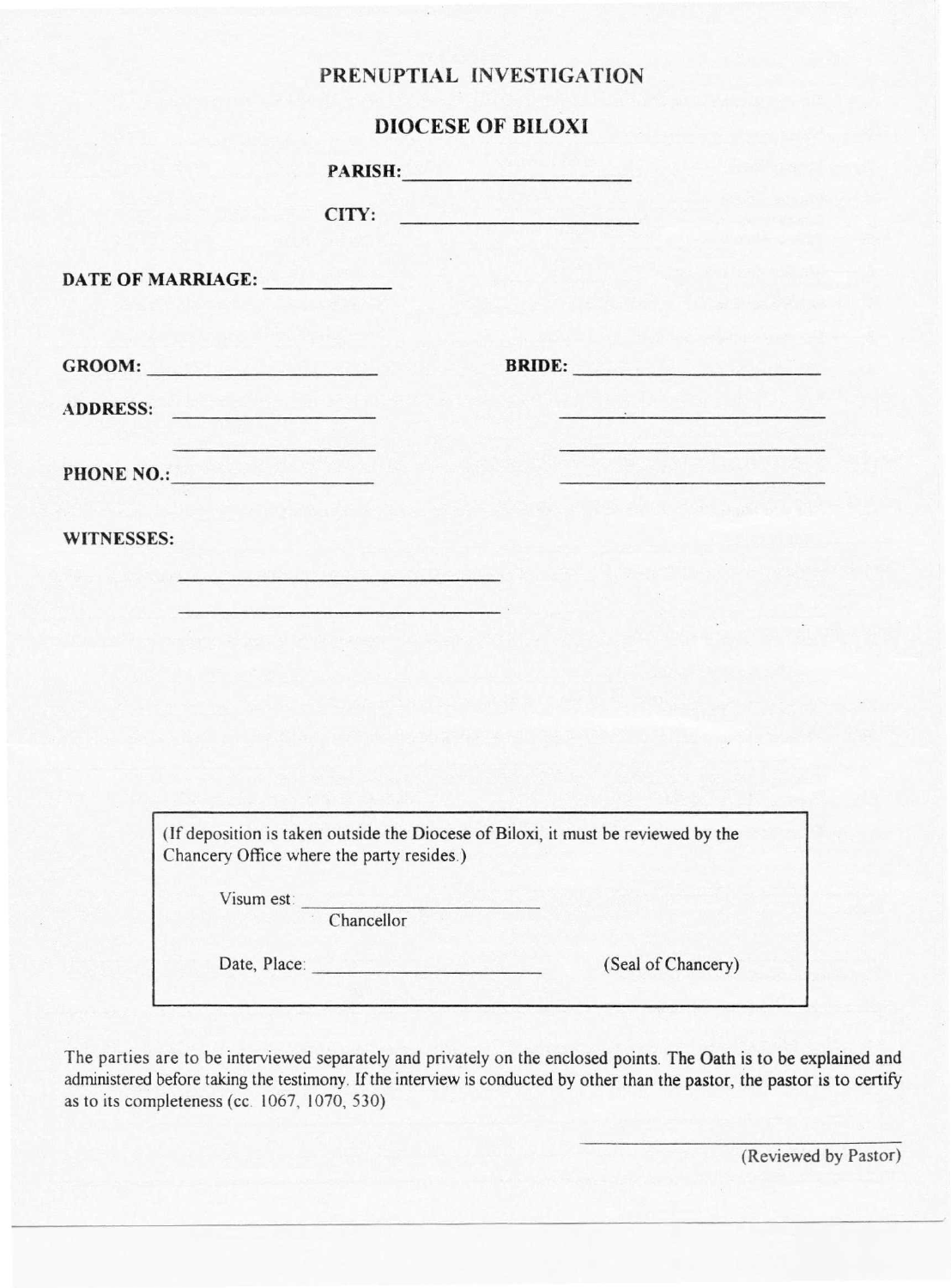# PRENUPTIAL INVESTIGATION

## DIOCESE OF BILOXI

**PARISH:** ____________________

**CITY:** ____________________

**DATE OF MARRIAGE:** ____________

**GROOM:** ____________________ **BRIDE:** ____________________

**ADDRESS:** ____________________ ____________________

____________________ ____________________

**PHONE NO.:** ____________________ ____________________

**WITNESSES:**

______________________________

______________________________

> (If deposition is taken outside the Diocese of Biloxi, it must be reviewed by the Chancery Office where the party resides.)
>
> Visum est: ____________________
> Chancellor
>
> Date, Place: ____________________ (Seal of Chancery)

The parties are to be interviewed separately and privately on the enclosed points. The Oath is to be explained and administered before taking the testimony. If the interview is conducted by other than the pastor, the pastor is to certify as to its completeness (cc. 1067, 1070, 530)

____________________
(Reviewed by Pastor)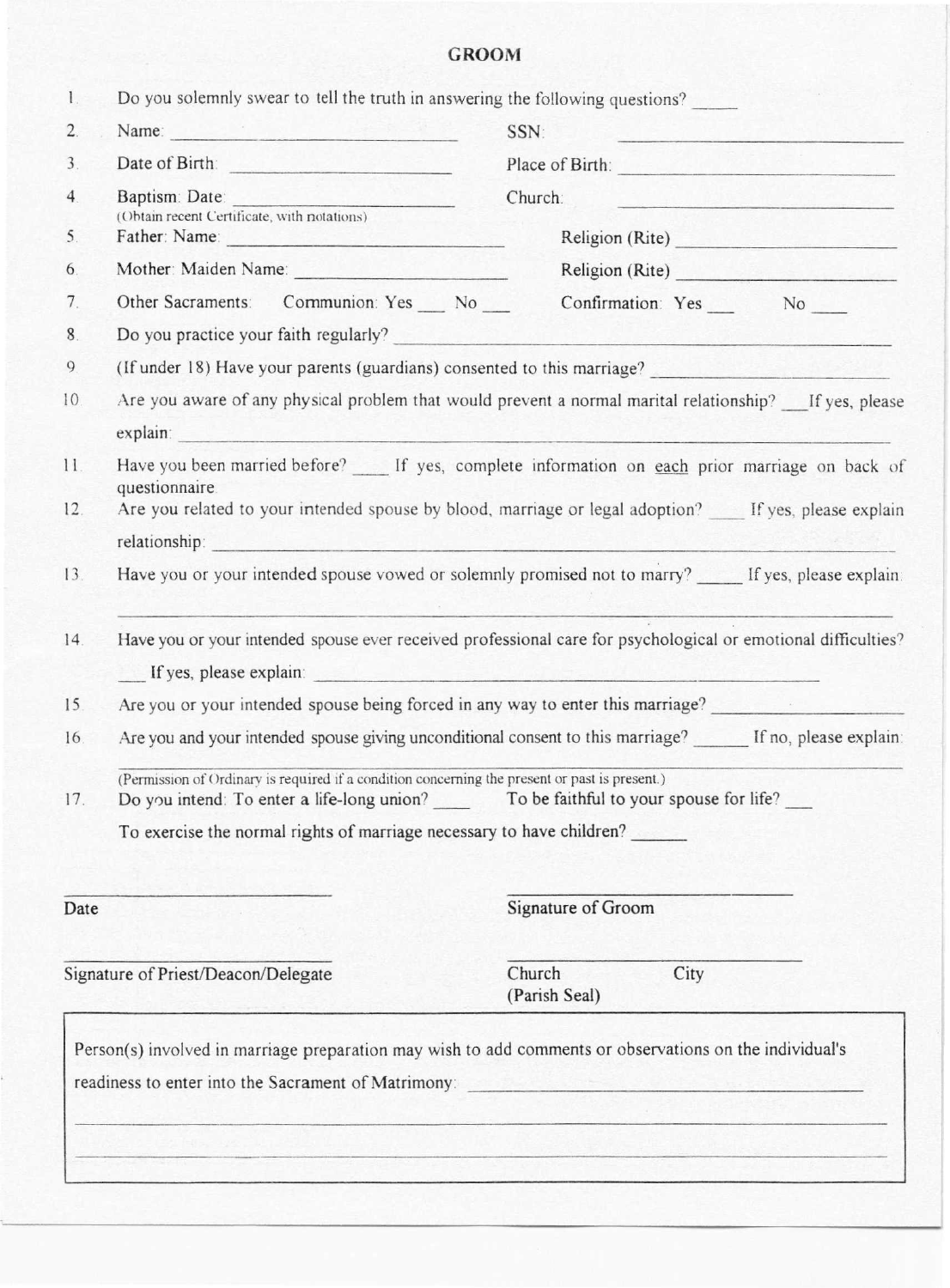## GROOM

1. Do you solemnly swear to tell the truth in answering the following questions? _____

2. Name: ______________________________ SSN: ______________________________

3. Date of Birth: ______________________________ Place of Birth: ______________________________

4. Baptism: Date: ______________________________ Church: ______________________________
   (Obtain recent Certificate, with notations)

5. Father: Name: ______________________________ Religion (Rite) ______________________________

6. Mother: Maiden Name: ______________________________ Religion (Rite) ______________________________

7. Other Sacraments: Communion: Yes ___ No ___ Confirmation: Yes ___ No ___

8. Do you practice your faith regularly? ______________________________

9. (If under 18) Have your parents (guardians) consented to this marriage? ______________________________

10. Are you aware of any physical problem that would prevent a normal marital relationship? ___ If yes, please explain: ______________________________

11. Have you been married before? ____ If yes, complete information on each prior marriage on back of questionnaire.

12. Are you related to your intended spouse by blood, marriage or legal adoption? ____ If yes, please explain relationship: ______________________________

13. Have you or your intended spouse vowed or solemnly promised not to marry? _____ If yes, please explain: ______________________________

14. Have you or your intended spouse ever received professional care for psychological or emotional difficulties? ___ If yes, please explain: ______________________________

15. Are you or your intended spouse being forced in any way to enter this marriage? ______________________________

16. Are you and your intended spouse giving unconditional consent to this marriage? ______ If no, please explain: ______________________________
    (Permission of Ordinary is required if a condition concerning the present or past is present.)

17. Do you intend: To enter a life-long union? ____ To be faithful to your spouse for life? ___
    To exercise the normal rights of marriage necessary to have children? ______

______________________________ Date

______________________________ Signature of Groom

______________________________ Signature of Priest/Deacon/Delegate

______________________________ Church City (Parish Seal)

Person(s) involved in marriage preparation may wish to add comments or observations on the individual's readiness to enter into the Sacrament of Matrimony: ______________________________

______________________________

______________________________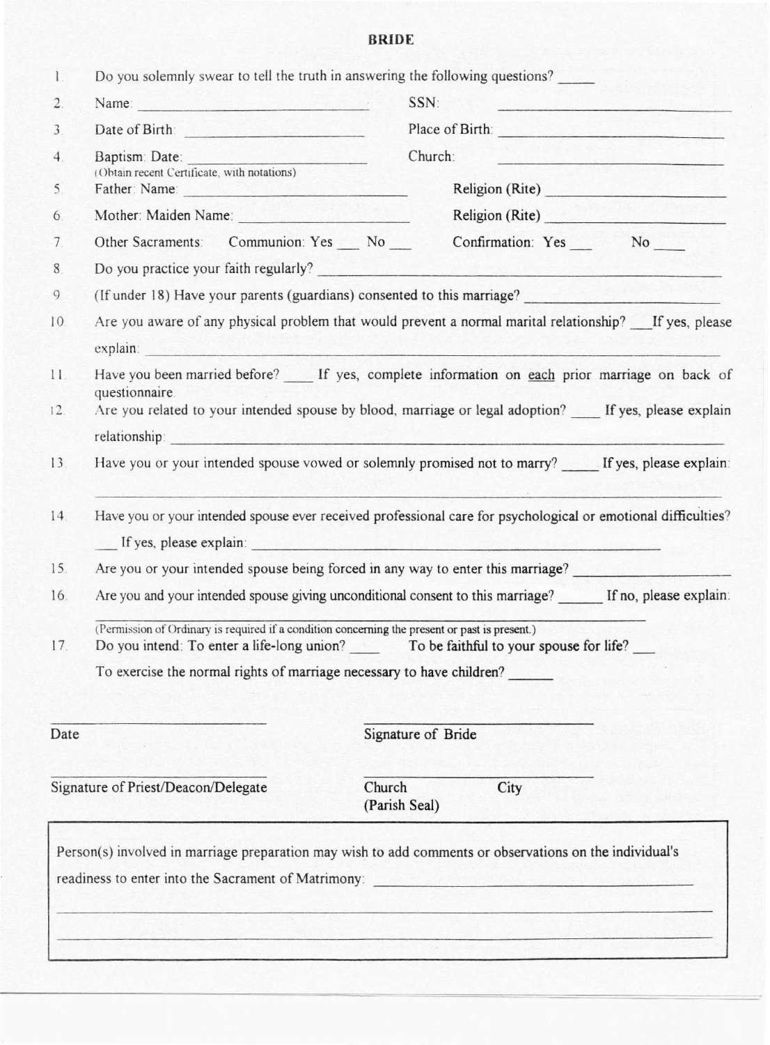# BRIDE

1. Do you solemnly swear to tell the truth in answering the following questions? _____
2. Name: ______________________ SSN: ______________________
3. Date of Birth: ______________________ Place of Birth: ______________________
4. Baptism: Date: ______________________ Church: ______________________
   (Obtain recent Certificate, with notations)
5. Father: Name: ______________________ Religion (Rite) ______________________
6. Mother: Maiden Name: ______________________ Religion (Rite) ______________________
7. Other Sacraments: Communion: Yes ___ No ___ Confirmation: Yes ___ No ___
8. Do you practice your faith regularly? ______________________
9. (If under 18) Have your parents (guardians) consented to this marriage? ______________________
10. Are you aware of any physical problem that would prevent a normal marital relationship? ___If yes, please explain: ______________________
11. Have you been married before? ____ If yes, complete information on each prior marriage on back of questionnaire.
12. Are you related to your intended spouse by blood, marriage or legal adoption? ____ If yes, please explain relationship: ______________________
13. Have you or your intended spouse vowed or solemnly promised not to marry? _____ If yes, please explain: ______________________
14. Have you or your intended spouse ever received professional care for psychological or emotional difficulties? ___ If yes, please explain: ______________________
15. Are you or your intended spouse being forced in any way to enter this marriage? ______________________
16. Are you and your intended spouse giving unconditional consent to this marriage? ______ If no, please explain: ______________________
    (Permission of Ordinary is required if a condition concerning the present or past is present.)
17. Do you intend: To enter a life-long union? ____ To be faithful to your spouse for life? ___
    To exercise the normal rights of marriage necessary to have children? ______

______________________ ______________________
Date Signature of Bride

______________________ ______________________
Signature of Priest/Deacon/Delegate Church City
(Parish Seal)

Person(s) involved in marriage preparation may wish to add comments or observations on the individual's readiness to enter into the Sacrament of Matrimony: ______________________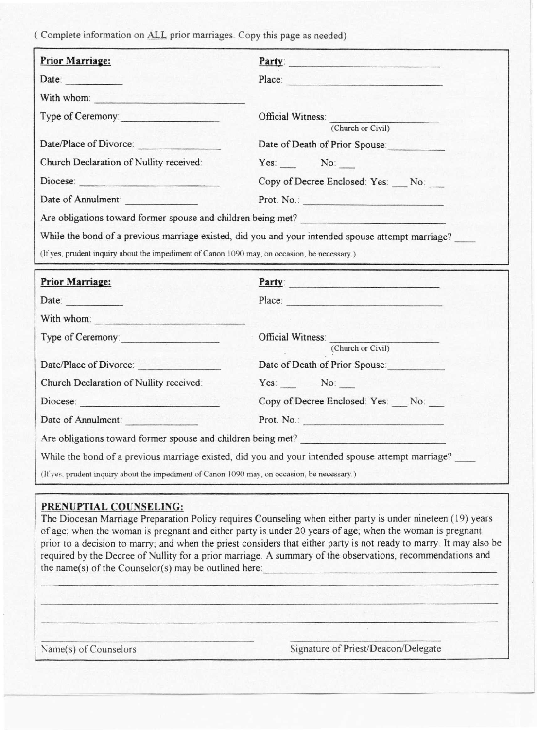( Complete information on ALL prior marriages. Copy this page as needed)

**Prior Marriage:**

**Party**: ____________________

Date: __________

Place: ____________________

With whom: ____________________

Type of Ceremony: ____________________

Official Witness: ____________________ (Church or Civil)

Date/Place of Divorce: ____________________

Date of Death of Prior Spouse: __________

Church Declaration of Nullity received:

Yes: ___ No: ___

Diocese: ____________________

Copy of Decree Enclosed: Yes: ___ No: ___

Date of Annulment: ____________________

Prot. No.: ____________________

Are obligations toward former spouse and children being met? ____________________

While the bond of a previous marriage existed, did you and your intended spouse attempt marriage? ____

(If yes, prudent inquiry about the impediment of Canon 1090 may, on occasion, be necessary.)

---

**Prior Marriage:**

**Party**: ____________________

Date: __________

Place: ____________________

With whom: ____________________

Type of Ceremony: ____________________

Official Witness: ____________________ (Church or Civil)

Date/Place of Divorce: ____________________

Date of Death of Prior Spouse: __________

Church Declaration of Nullity received:

Yes: ___ No: ___

Diocese: ____________________

Copy of Decree Enclosed: Yes: ___ No: ___

Date of Annulment: ____________________

Prot. No.: ____________________

Are obligations toward former spouse and children being met? ____________________

While the bond of a previous marriage existed, did you and your intended spouse attempt marriage? ____

(If yes, prudent inquiry about the impediment of Canon 1090 may, on occasion, be necessary.)

---

**PRENUPTIAL COUNSELING:**

The Diocesan Marriage Preparation Policy requires Counseling when either party is under nineteen (19) years of age; when the woman is pregnant and either party is under 20 years of age; when the woman is pregnant prior to a decision to marry; and when the priest considers that either party is not ready to marry. It may also be required by the Decree of Nullity for a prior marriage. A summary of the observations, recommendations and the name(s) of the Counselor(s) may be outlined here: ____________________

____________________

____________________

____________________

____________________ Name(s) of Counselors

____________________ Signature of Priest/Deacon/Delegate